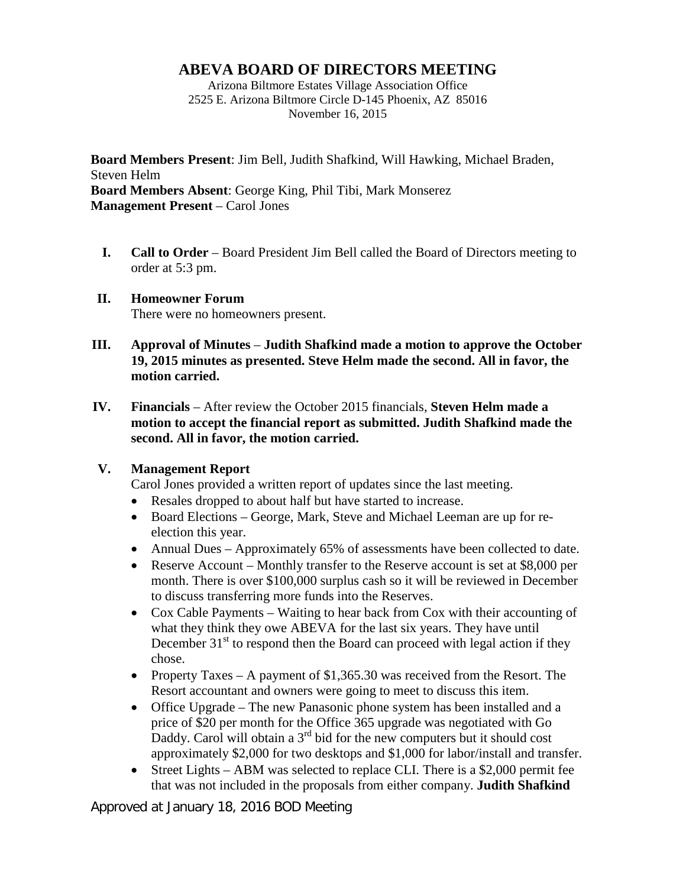# ABEVA BOARD OF DIRECTORS MEETING

Arizona Biltmore Estates Village Association Office
2525 E. Arizona Biltmore Circle D-145 Phoenix, AZ 85016
November 16, 2015

**Board Members Present**: Jim Bell, Judith Shafkind, Will Hawking, Michael Braden, Steven Helm
**Board Members Absent**: George King, Phil Tibi, Mark Monserez
**Management Present** – Carol Jones

I. **Call to Order** – Board President Jim Bell called the Board of Directors meeting to order at 5:3 pm.

II. **Homeowner Forum**
There were no homeowners present.

III. **Approval of Minutes** – **Judith Shafkind made a motion to approve the October 19, 2015 minutes as presented. Steve Helm made the second. All in favor, the motion carried.**

IV. **Financials** – After review the October 2015 financials, **Steven Helm made a motion to accept the financial report as submitted. Judith Shafkind made the second. All in favor, the motion carried.**

V. **Management Report**
Carol Jones provided a written report of updates since the last meeting.
- Resales dropped to about half but have started to increase.
- Board Elections – George, Mark, Steve and Michael Leeman are up for re-election this year.
- Annual Dues – Approximately 65% of assessments have been collected to date.
- Reserve Account – Monthly transfer to the Reserve account is set at $8,000 per month. There is over $100,000 surplus cash so it will be reviewed in December to discuss transferring more funds into the Reserves.
- Cox Cable Payments – Waiting to hear back from Cox with their accounting of what they think they owe ABEVA for the last six years. They have until December 31st to respond then the Board can proceed with legal action if they chose.
- Property Taxes – A payment of $1,365.30 was received from the Resort. The Resort accountant and owners were going to meet to discuss this item.
- Office Upgrade – The new Panasonic phone system has been installed and a price of $20 per month for the Office 365 upgrade was negotiated with Go Daddy. Carol will obtain a 3rd bid for the new computers but it should cost approximately $2,000 for two desktops and $1,000 for labor/install and transfer.
- Street Lights – ABM was selected to replace CLI. There is a $2,000 permit fee that was not included in the proposals from either company. **Judith Shafkind**

Approved at January 18, 2016 BOD Meeting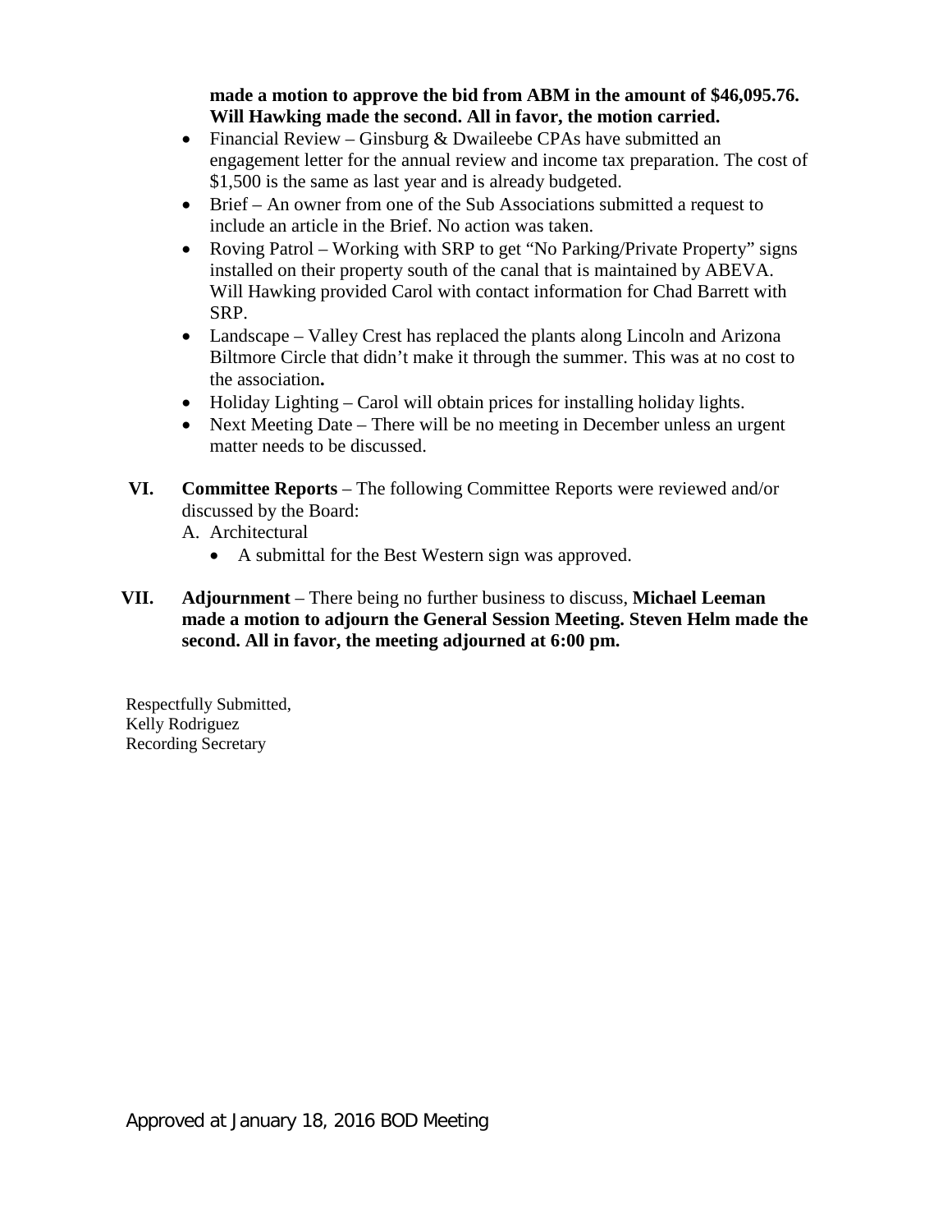**made a motion to approve the bid from ABM in the amount of $46,095.76. Will Hawking made the second. All in favor, the motion carried.**

- Financial Review – Ginsburg & Dwaileebe CPAs have submitted an engagement letter for the annual review and income tax preparation. The cost of $1,500 is the same as last year and is already budgeted.
- Brief – An owner from one of the Sub Associations submitted a request to include an article in the Brief. No action was taken.
- Roving Patrol – Working with SRP to get "No Parking/Private Property" signs installed on their property south of the canal that is maintained by ABEVA. Will Hawking provided Carol with contact information for Chad Barrett with SRP.
- Landscape – Valley Crest has replaced the plants along Lincoln and Arizona Biltmore Circle that didn't make it through the summer. This was at no cost to the association**.**
- Holiday Lighting – Carol will obtain prices for installing holiday lights.
- Next Meeting Date – There will be no meeting in December unless an urgent matter needs to be discussed.

**VI.** **Committee Reports** – The following Committee Reports were reviewed and/or discussed by the Board:

A. Architectural
   - A submittal for the Best Western sign was approved.

**VII.** **Adjournment** – There being no further business to discuss, **Michael Leeman made a motion to adjourn the General Session Meeting. Steven Helm made the second. All in favor, the meeting adjourned at 6:00 pm.**

Respectfully Submitted,
Kelly Rodriguez
Recording Secretary

Approved at January 18, 2016 BOD Meeting